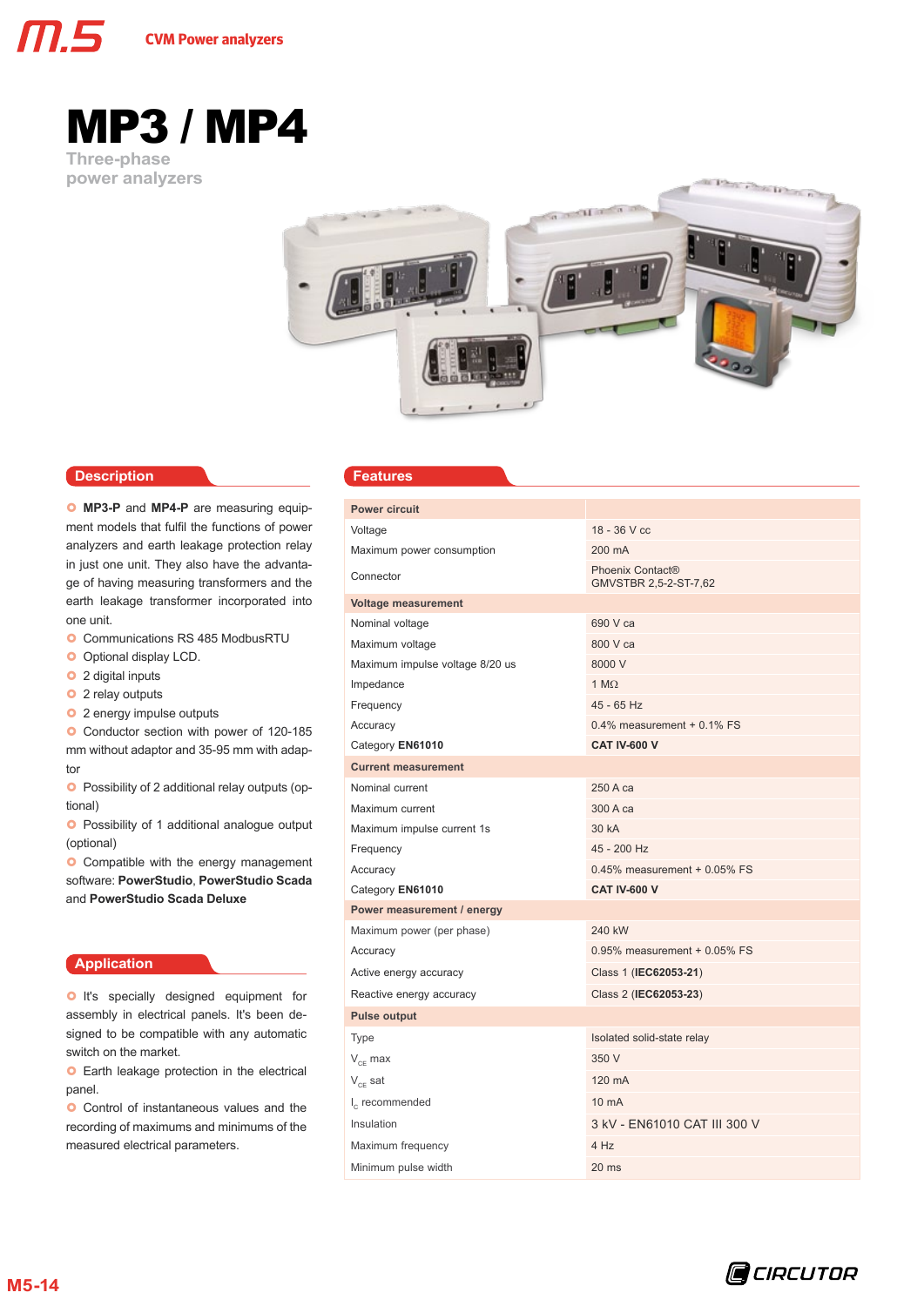# MP3 / MP4

Three-phase power analyzers

## Description

- **MP3-P** and **MP4-P** are measuring equipment models that fulfil the functions of power analyzers and earth leakage protection relay in just one unit. They also have the advantage of having measuring transformers and the earth leakage transformer incorporated into one unit.
- Communications RS 485 ModbusRTU
- Optional display LCD.
- 2 digital inputs
- 2 relay outputs
- 2 energy impulse outputs
- Conductor section with power of 120-185 mm without adaptor and 35-95 mm with adaptor
- Possibility of 2 additional relay outputs (optional)
- Possibility of 1 additional analogue output (optional)
- Compatible with the energy management software: **PowerStudio**, **PowerStudio Scada** and **PowerStudio Scada Deluxe**

## Application

- It's specially designed equipment for assembly in electrical panels. It's been designed to be compatible with any automatic switch on the market.
- Earth leakage protection in the electrical panel.
- Control of instantaneous values and the recording of maximums and minimums of the measured electrical parameters.

## Features

| **Power circuit** | |
|---|---|
| Voltage | 18 - 36 V cc |
| Maximum power consumption | 200 mA |
| Connector | Phoenix Contact® GMVSTBR 2,5-2-ST-7,62 |
| **Voltage measurement** | |
| Nominal voltage | 690 V ca |
| Maximum voltage | 800 V ca |
| Maximum impulse voltage 8/20 us | 8000 V |
| Impedance | 1 MΩ |
| Frequency | 45 - 65 Hz |
| Accuracy | 0.4% measurement + 0.1% FS |
| Category **EN61010** | **CAT IV-600 V** |
| **Current measurement** | |
| Nominal current | 250 A ca |
| Maximum current | 300 A ca |
| Maximum impulse current 1s | 30 kA |
| Frequency | 45 - 200 Hz |
| Accuracy | 0.45% measurement + 0.05% FS |
| Category **EN61010** | **CAT IV-600 V** |
| **Power measurement / energy** | |
| Maximum power (per phase) | 240 kW |
| Accuracy | 0.95% measurement + 0.05% FS |
| Active energy accuracy | Class 1 (**IEC62053-21**) |
| Reactive energy accuracy | Class 2 (**IEC62053-23**) |
| **Pulse output** | |
| Type | Isolated solid-state relay |
| $V_{CE}$ max | 350 V |
| $V_{CE}$ sat | 120 mA |
| $I_c$ recommended | 10 mA |
| Insulation | 3 kV - EN61010 CAT III 300 V |
| Maximum frequency | 4 Hz |
| Minimum pulse width | 20 ms |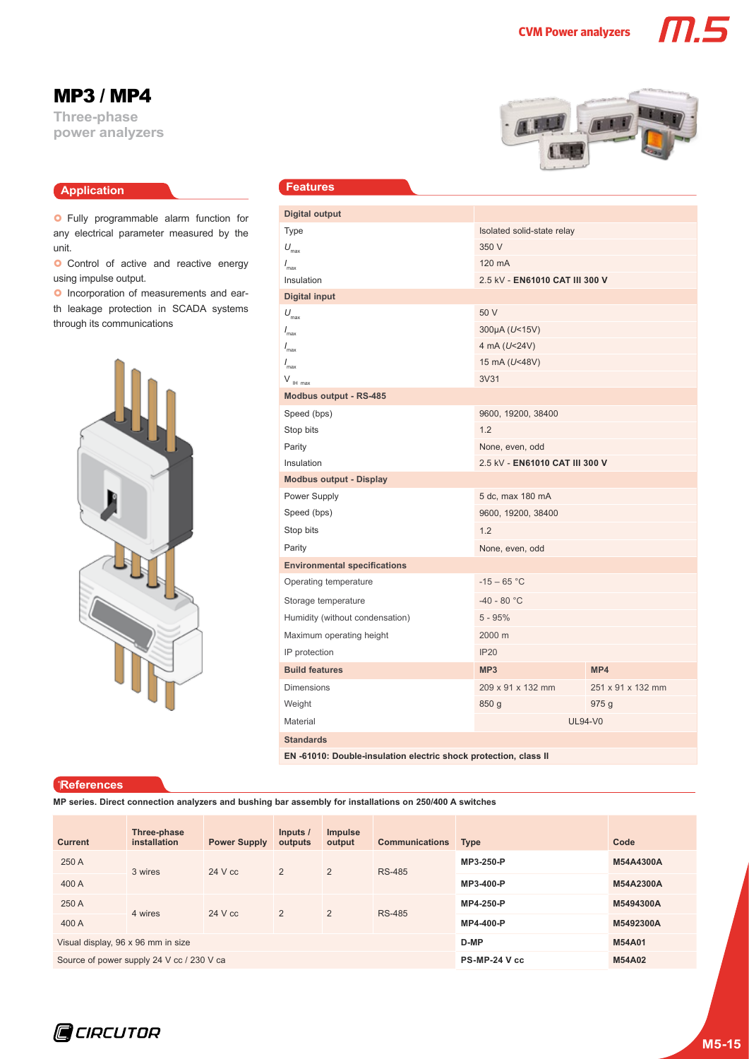# MP3 / MP4

**Three-phase power analyzers**

## Application

- Fully programmable alarm function for any electrical parameter measured by the unit.
- Control of active and reactive energy using impulse output.
- Incorporation of measurements and earth leakage protection in SCADA systems through its communications

## Features

| **Digital output** | | |
|---|---|---|
| Type | Isolated solid-state relay | |
| $U_{max}$ | 350 V | |
| $I_{max}$ | 120 mA | |
| Insulation | 2.5 kV - **EN61010 CAT III 300 V** | |
| **Digital input** | | |
| $U_{max}$ | 50 V | |
| $I_{max}$ | 300µA ($U$<15V) | |
| $I_{max}$ | 4 mA ($U$<24V) | |
| $I_{max}$ | 15 mA ($U$<48V) | |
| $V_{IH\ max}$ | 3V31 | |
| **Modbus output - RS-485** | | |
| Speed (bps) | 9600, 19200, 38400 | |
| Stop bits | 1.2 | |
| Parity | None, even, odd | |
| Insulation | 2.5 kV - **EN61010 CAT III 300 V** | |
| **Modbus output - Display** | | |
| Power Supply | 5 dc, max 180 mA | |
| Speed (bps) | 9600, 19200, 38400 | |
| Stop bits | 1.2 | |
| Parity | None, even, odd | |
| **Environmental specifications** | | |
| Operating temperature | -15 – 65 °C | |
| Storage temperature | -40 - 80 °C | |
| Humidity (without condensation) | 5 - 95% | |
| Maximum operating height | 2000 m | |
| IP protection | IP20 | |
| **Build features** | **MP3** | **MP4** |
| Dimensions | 209 x 91 x 132 mm | 251 x 91 x 132 mm |
| Weight | 850 g | 975 g |
| Material | UL94-V0 | |
| **Standards** | | |
| **EN -61010: Double-insulation electric shock protection, class II** | | |

## References

**MP series. Direct connection analyzers and bushing bar assembly for installations on 250/400 A switches**

| Current | Three-phase installation | Power Supply | Inputs / outputs | Impulse output | Communications | Type | Code |
|---|---|---|---|---|---|---|---|
| 250 A | 3 wires | 24 V cc | 2 | 2 | RS-485 | **MP3-250-P** | **M54A4300A** |
| 400 A | | | | | | **MP3-400-P** | **M54A2300A** |
| 250 A | 4 wires | 24 V cc | 2 | 2 | RS-485 | **MP4-250-P** | **M5494300A** |
| 400 A | | | | | | **MP4-400-P** | **M5492300A** |
| Visual display, 96 x 96 mm in size | | | | | | **D-MP** | **M54A01** |
| Source of power supply 24 V cc / 230 V ca | | | | | | **PS-MP-24 V cc** | **M54A02** |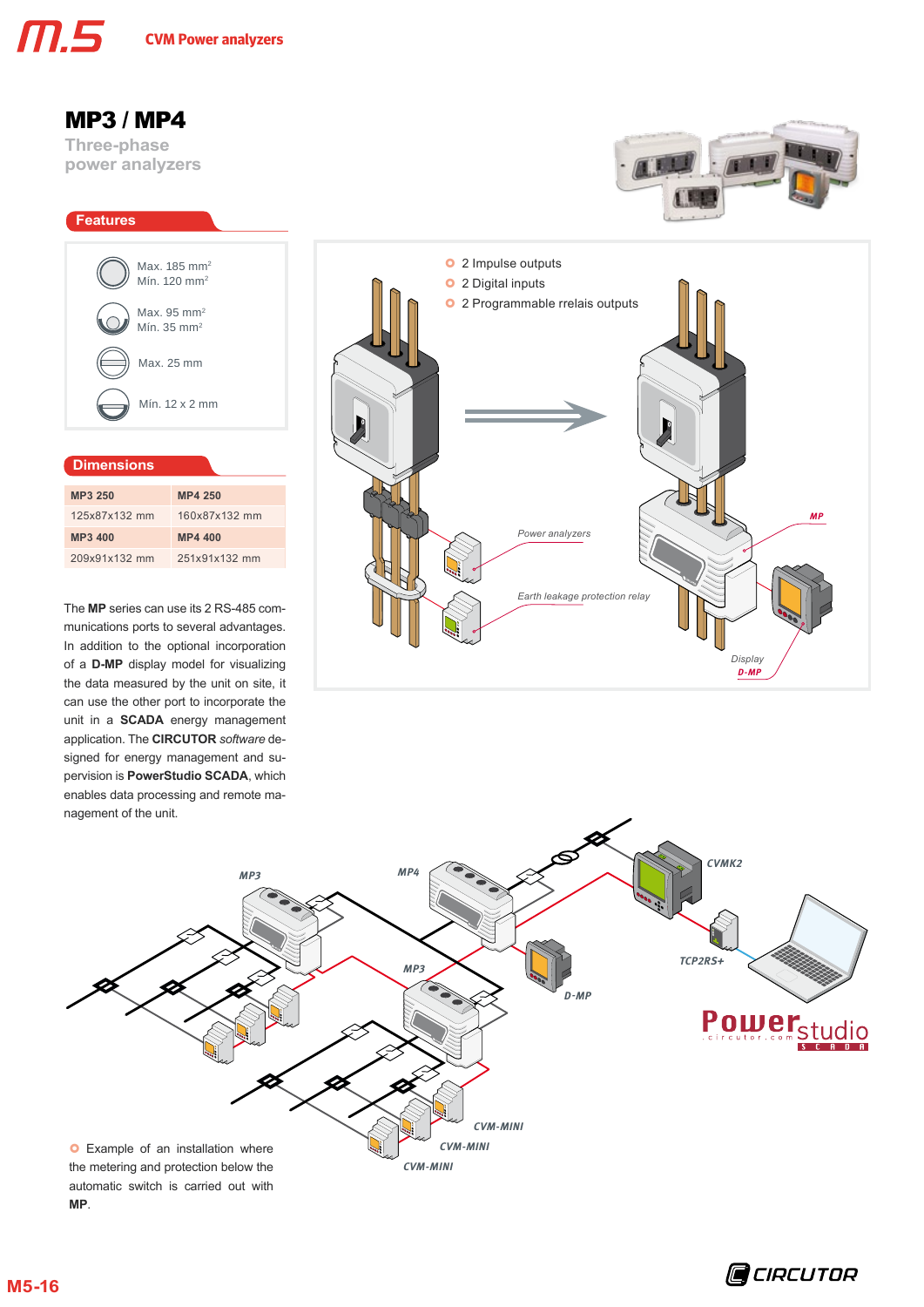# MP3 / MP4

## Three-phase power analyzers

### Features

Max. 185 mm²
Mín. 120 mm²

Max. 95 mm²
Mín. 35 mm²

Max. 25 mm

Mín. 12 x 2 mm

- 2 Impulse outputs
- 2 Digital inputs
- 2 Programmable rrelais outputs

Power analyzers

Earth leakage protection relay

MP

Display
D-MP

### Dimensions

| | |
|---|---|
| **MP3 250** | **MP4 250** |
| 125x87x132 mm | 160x87x132 mm |
| **MP3 400** | **MP4 400** |
| 209x91x132 mm | 251x91x132 mm |

The **MP** series can use its 2 RS-485 communications ports to several advantages. In addition to the optional incorporation of a **D-MP** display model for visualizing the data measured by the unit on site, it can use the other port to incorporate the unit in a **SCADA** energy management application. The **CIRCUTOR** *software* designed for energy management and supervision is **PowerStudio SCADA**, which enables data processing and remote management of the unit.

MP3
MP4
MP3
CVMK2
TCP2RS+
D-MP
CVM-MINI
CVM-MINI
CVM-MINI
Powerstudio SCADA

- Example of an installation where the metering and protection below the automatic switch is carried out with **MP**.